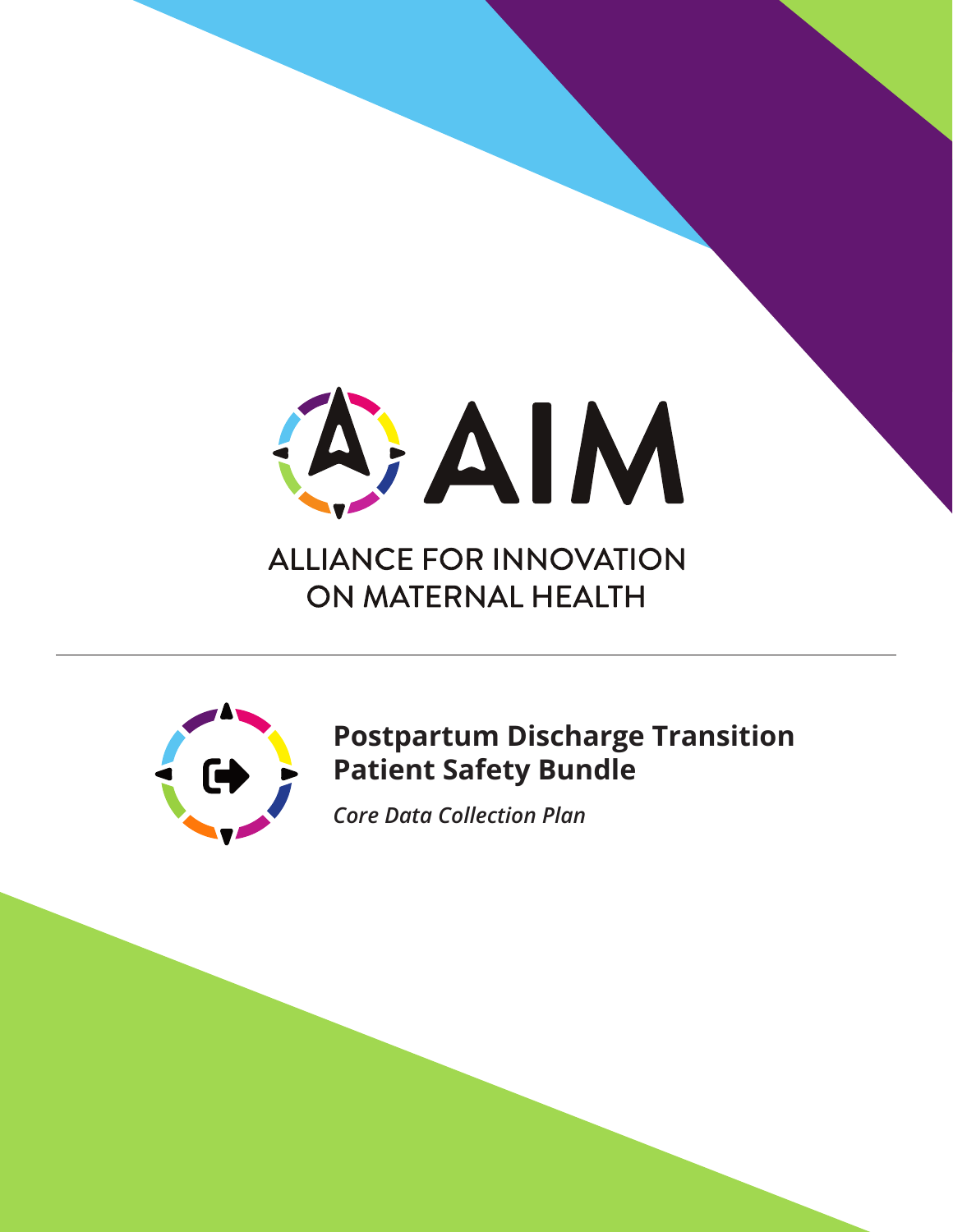# AIM

ALLIANCE FOR INNOVATION ON MATERNAL HEALTH

---

## Postpartum Discharge Transition Patient Safety Bundle

*Core Data Collection Plan*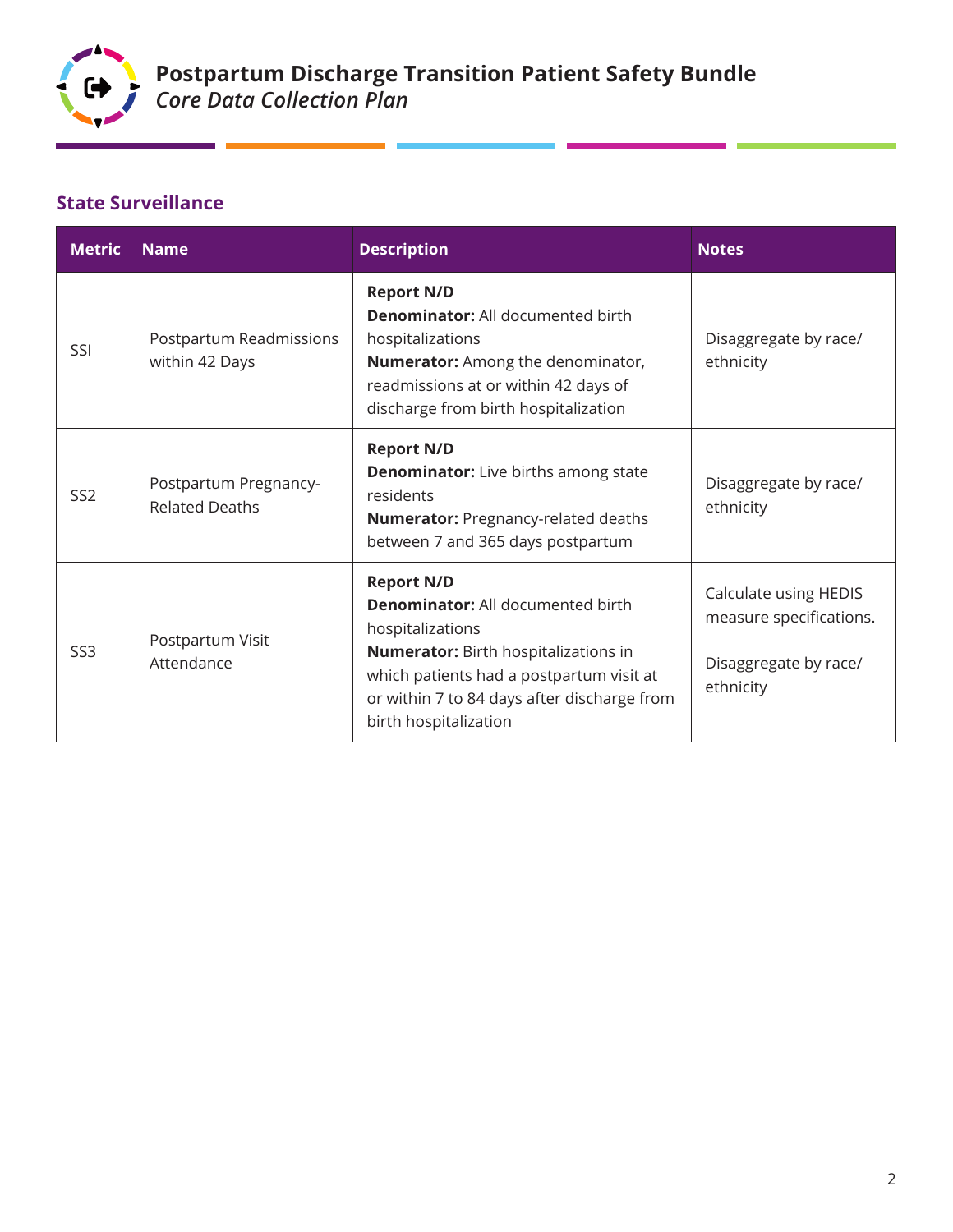# Postpartum Discharge Transition Patient Safety Bundle

*Core Data Collection Plan*

## State Surveillance

| Metric | Name | Description | Notes |
|---|---|---|---|
| SSI | Postpartum Readmissions within 42 Days | **Report N/D**<br>**Denominator:** All documented birth hospitalizations<br>**Numerator:** Among the denominator, readmissions at or within 42 days of discharge from birth hospitalization | Disaggregate by race/ ethnicity |
| SS2 | Postpartum Pregnancy-Related Deaths | **Report N/D**<br>**Denominator:** Live births among state residents<br>**Numerator:** Pregnancy-related deaths between 7 and 365 days postpartum | Disaggregate by race/ ethnicity |
| SS3 | Postpartum Visit Attendance | **Report N/D**<br>**Denominator:** All documented birth hospitalizations<br>**Numerator:** Birth hospitalizations in which patients had a postpartum visit at or within 7 to 84 days after discharge from birth hospitalization | Calculate using HEDIS measure specifications.<br><br>Disaggregate by race/ ethnicity |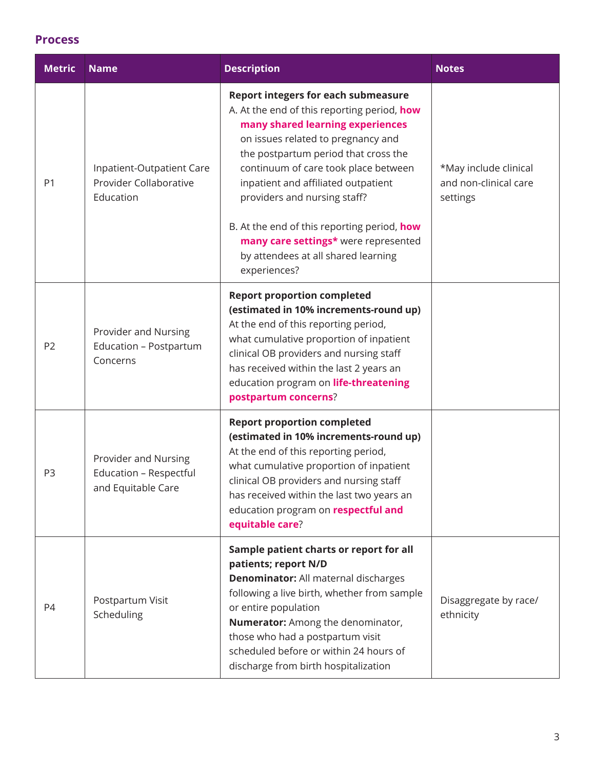## Process

| Metric | Name | Description | Notes |
| --- | --- | --- | --- |
| P1 | Inpatient-Outpatient Care Provider Collaborative Education | **Report integers for each submeasure**<br>A. At the end of this reporting period, **how many shared learning experiences** on issues related to pregnancy and the postpartum period that cross the continuum of care took place between inpatient and affiliated outpatient providers and nursing staff?<br><br>B. At the end of this reporting period, **how many care settings*** were represented by attendees at all shared learning experiences? | *May include clinical and non-clinical care settings |
| P2 | Provider and Nursing Education – Postpartum Concerns | **Report proportion completed (estimated in 10% increments-round up)**<br>At the end of this reporting period, what cumulative proportion of inpatient clinical OB providers and nursing staff has received within the last 2 years an education program on **life-threatening postpartum concerns**? | |
| P3 | Provider and Nursing Education – Respectful and Equitable Care | **Report proportion completed (estimated in 10% increments-round up)**<br>At the end of this reporting period, what cumulative proportion of inpatient clinical OB providers and nursing staff has received within the last two years an education program on **respectful and equitable care**? | |
| P4 | Postpartum Visit Scheduling | **Sample patient charts or report for all patients; report N/D**<br>**Denominator:** All maternal discharges following a live birth, whether from sample or entire population<br>**Numerator:** Among the denominator, those who had a postpartum visit scheduled before or within 24 hours of discharge from birth hospitalization | Disaggregate by race/ ethnicity |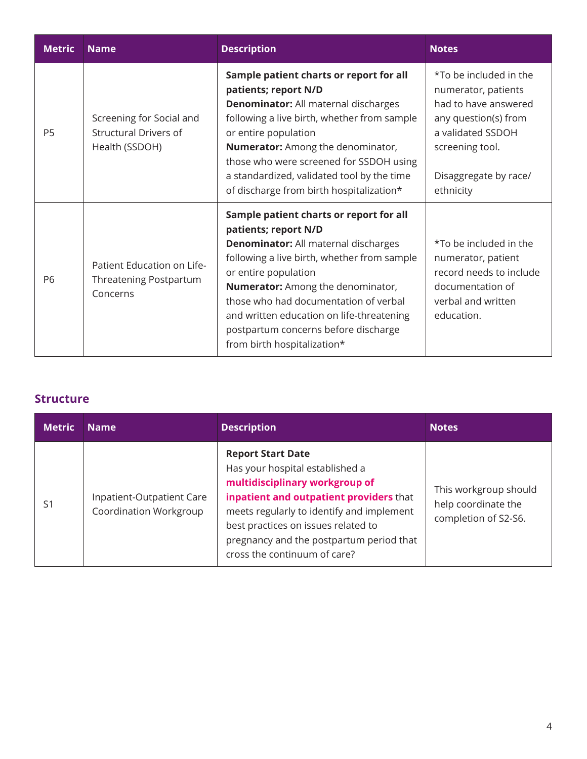| Metric | Name | Description | Notes |
|---|---|---|---|
| P5 | Screening for Social and Structural Drivers of Health (SSDOH) | **Sample patient charts or report for all patients; report N/D**<br>**Denominator:** All maternal discharges following a live birth, whether from sample or entire population<br>**Numerator:** Among the denominator, those who were screened for SSDOH using a standardized, validated tool by the time of discharge from birth hospitalization* | *To be included in the numerator, patients had to have answered any question(s) from a validated SSDOH screening tool.<br><br>Disaggregate by race/ethnicity |
| P6 | Patient Education on Life-Threatening Postpartum Concerns | **Sample patient charts or report for all patients; report N/D**<br>**Denominator:** All maternal discharges following a live birth, whether from sample or entire population<br>**Numerator:** Among the denominator, those who had documentation of verbal and written education on life-threatening postpartum concerns before discharge from birth hospitalization* | *To be included in the numerator, patient record needs to include documentation of verbal and written education. |

## Structure

| Metric | Name | Description | Notes |
|---|---|---|---|
| S1 | Inpatient-Outpatient Care Coordination Workgroup | **Report Start Date**<br>Has your hospital established a **multidisciplinary workgroup of inpatient and outpatient providers** that meets regularly to identify and implement best practices on issues related to pregnancy and the postpartum period that cross the continuum of care? | This workgroup should help coordinate the completion of S2-S6. |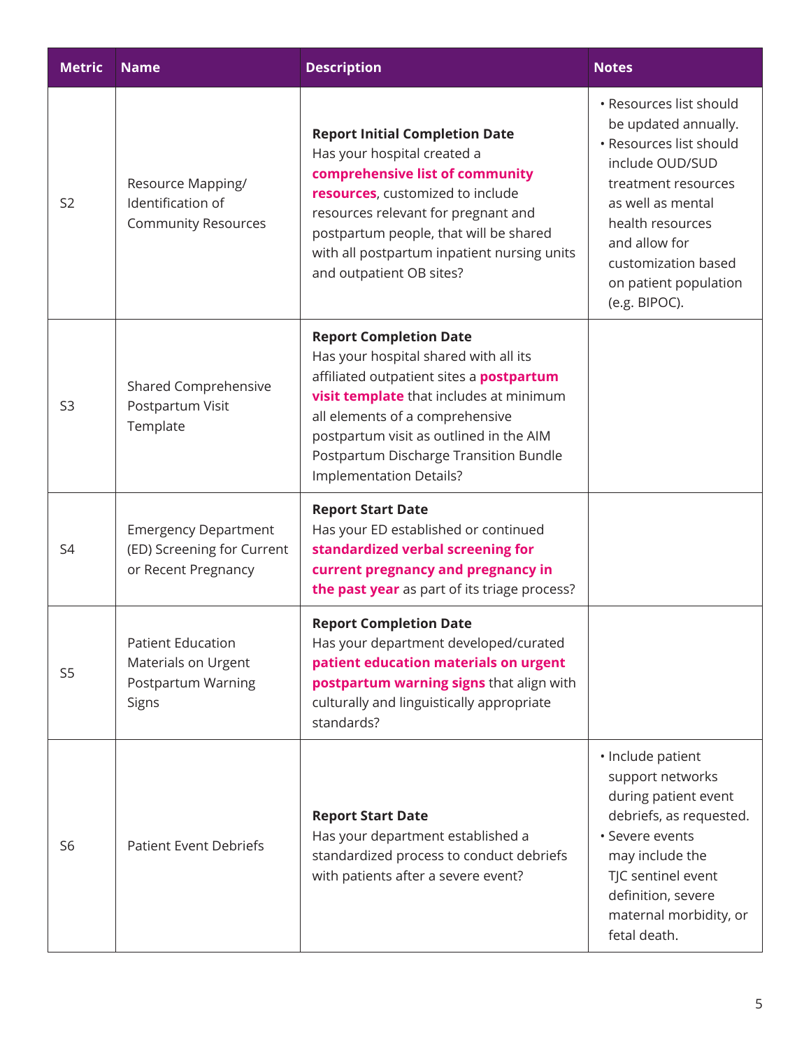| Metric | Name | Description | Notes |
|---|---|---|---|
| S2 | Resource Mapping/ Identification of Community Resources | **Report Initial Completion Date**<br>Has your hospital created a **comprehensive list of community resources**, customized to include resources relevant for pregnant and postpartum people, that will be shared with all postpartum inpatient nursing units and outpatient OB sites? | • Resources list should be updated annually.<br>• Resources list should include OUD/SUD treatment resources as well as mental health resources and allow for customization based on patient population (e.g. BIPOC). |
| S3 | Shared Comprehensive Postpartum Visit Template | **Report Completion Date**<br>Has your hospital shared with all its affiliated outpatient sites a **postpartum visit template** that includes at minimum all elements of a comprehensive postpartum visit as outlined in the AIM Postpartum Discharge Transition Bundle Implementation Details? | |
| S4 | Emergency Department (ED) Screening for Current or Recent Pregnancy | **Report Start Date**<br>Has your ED established or continued **standardized verbal screening for current pregnancy and pregnancy in the past year** as part of its triage process? | |
| S5 | Patient Education Materials on Urgent Postpartum Warning Signs | **Report Completion Date**<br>Has your department developed/curated **patient education materials on urgent postpartum warning signs** that align with culturally and linguistically appropriate standards? | |
| S6 | Patient Event Debriefs | **Report Start Date**<br>Has your department established a standardized process to conduct debriefs with patients after a severe event? | • Include patient support networks during patient event debriefs, as requested.<br>• Severe events may include the TJC sentinel event definition, severe maternal morbidity, or fetal death. |